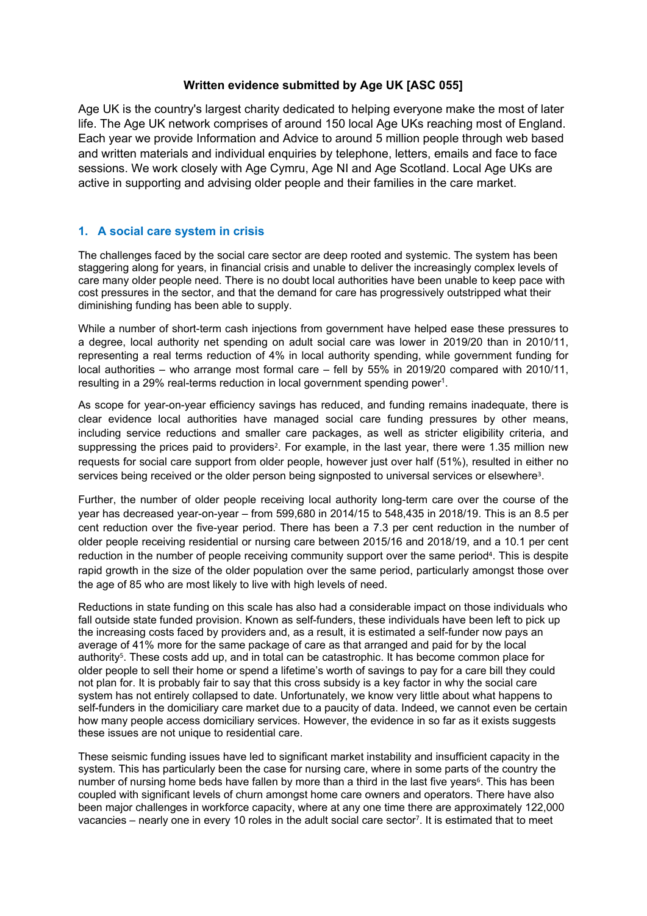**Written evidence submitted by Age UK [ASC 055]**

Age UK is the country's largest charity dedicated to helping everyone make the most of later life. The Age UK network comprises of around 150 local Age UKs reaching most of England. Each year we provide Information and Advice to around 5 million people through web based and written materials and individual enquiries by telephone, letters, emails and face to face sessions. We work closely with Age Cymru, Age NI and Age Scotland. Local Age UKs are active in supporting and advising older people and their families in the care market.

## 1. A social care system in crisis

The challenges faced by the social care sector are deep rooted and systemic. The system has been staggering along for years, in financial crisis and unable to deliver the increasingly complex levels of care many older people need. There is no doubt local authorities have been unable to keep pace with cost pressures in the sector, and that the demand for care has progressively outstripped what their diminishing funding has been able to supply.

While a number of short-term cash injections from government have helped ease these pressures to a degree, local authority net spending on adult social care was lower in 2019/20 than in 2010/11, representing a real terms reduction of 4% in local authority spending, while government funding for local authorities – who arrange most formal care – fell by 55% in 2019/20 compared with 2010/11, resulting in a 29% real-terms reduction in local government spending power[1].

As scope for year-on-year efficiency savings has reduced, and funding remains inadequate, there is clear evidence local authorities have managed social care funding pressures by other means, including service reductions and smaller care packages, as well as stricter eligibility criteria, and suppressing the prices paid to providers[2]. For example, in the last year, there were 1.35 million new requests for social care support from older people, however just over half (51%), resulted in either no services being received or the older person being signposted to universal services or elsewhere[3].

Further, the number of older people receiving local authority long-term care over the course of the year has decreased year-on-year – from 599,680 in 2014/15 to 548,435 in 2018/19. This is an 8.5 per cent reduction over the five-year period. There has been a 7.3 per cent reduction in the number of older people receiving residential or nursing care between 2015/16 and 2018/19, and a 10.1 per cent reduction in the number of people receiving community support over the same period[4]. This is despite rapid growth in the size of the older population over the same period, particularly amongst those over the age of 85 who are most likely to live with high levels of need.

Reductions in state funding on this scale has also had a considerable impact on those individuals who fall outside state funded provision. Known as self-funders, these individuals have been left to pick up the increasing costs faced by providers and, as a result, it is estimated a self-funder now pays an average of 41% more for the same package of care as that arranged and paid for by the local authority[5]. These costs add up, and in total can be catastrophic. It has become common place for older people to sell their home or spend a lifetime's worth of savings to pay for a care bill they could not plan for. It is probably fair to say that this cross subsidy is a key factor in why the social care system has not entirely collapsed to date. Unfortunately, we know very little about what happens to self-funders in the domiciliary care market due to a paucity of data. Indeed, we cannot even be certain how many people access domiciliary services. However, the evidence in so far as it exists suggests these issues are not unique to residential care.

These seismic funding issues have led to significant market instability and insufficient capacity in the system. This has particularly been the case for nursing care, where in some parts of the country the number of nursing home beds have fallen by more than a third in the last five years[6]. This has been coupled with significant levels of churn amongst home care owners and operators. There have also been major challenges in workforce capacity, where at any one time there are approximately 122,000 vacancies – nearly one in every 10 roles in the adult social care sector[7]. It is estimated that to meet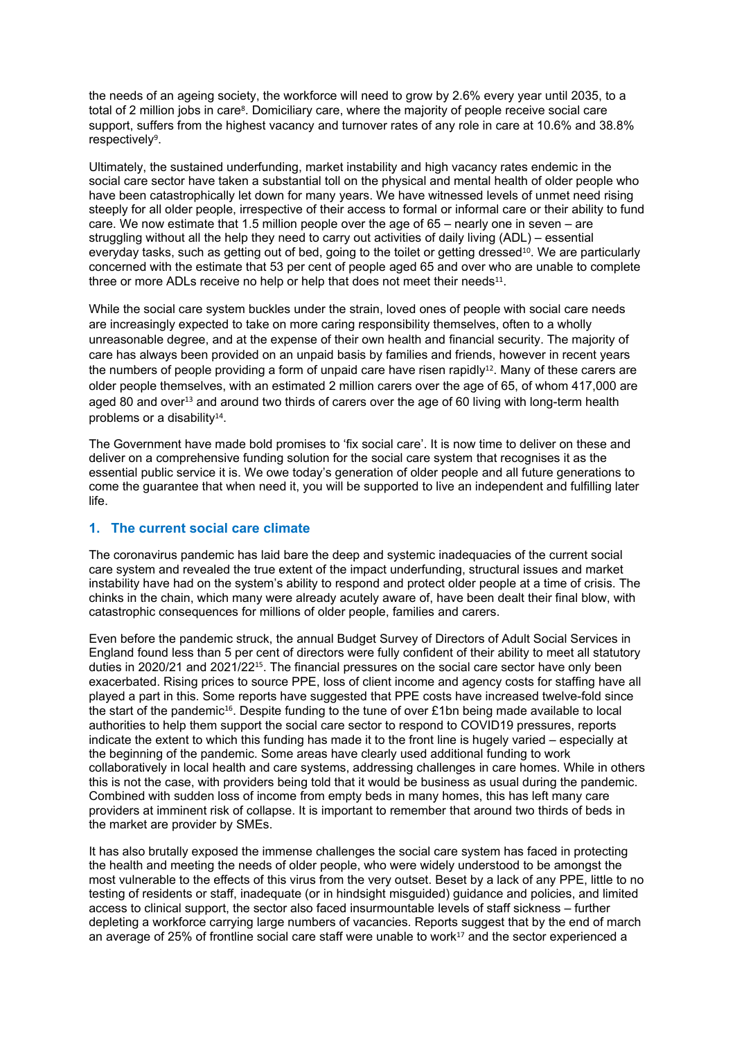the needs of an ageing society, the workforce will need to grow by 2.6% every year until 2035, to a total of 2 million jobs in care[8]. Domiciliary care, where the majority of people receive social care support, suffers from the highest vacancy and turnover rates of any role in care at 10.6% and 38.8% respectively[9].

Ultimately, the sustained underfunding, market instability and high vacancy rates endemic in the social care sector have taken a substantial toll on the physical and mental health of older people who have been catastrophically let down for many years. We have witnessed levels of unmet need rising steeply for all older people, irrespective of their access to formal or informal care or their ability to fund care. We now estimate that 1.5 million people over the age of 65 – nearly one in seven – are struggling without all the help they need to carry out activities of daily living (ADL) – essential everyday tasks, such as getting out of bed, going to the toilet or getting dressed[10]. We are particularly concerned with the estimate that 53 per cent of people aged 65 and over who are unable to complete three or more ADLs receive no help or help that does not meet their needs[11].

While the social care system buckles under the strain, loved ones of people with social care needs are increasingly expected to take on more caring responsibility themselves, often to a wholly unreasonable degree, and at the expense of their own health and financial security. The majority of care has always been provided on an unpaid basis by families and friends, however in recent years the numbers of people providing a form of unpaid care have risen rapidly[12]. Many of these carers are older people themselves, with an estimated 2 million carers over the age of 65, of whom 417,000 are aged 80 and over[13] and around two thirds of carers over the age of 60 living with long-term health problems or a disability[14].

The Government have made bold promises to 'fix social care'. It is now time to deliver on these and deliver on a comprehensive funding solution for the social care system that recognises it as the essential public service it is. We owe today's generation of older people and all future generations to come the guarantee that when need it, you will be supported to live an independent and fulfilling later life.

## 1. The current social care climate

The coronavirus pandemic has laid bare the deep and systemic inadequacies of the current social care system and revealed the true extent of the impact underfunding, structural issues and market instability have had on the system's ability to respond and protect older people at a time of crisis. The chinks in the chain, which many were already acutely aware of, have been dealt their final blow, with catastrophic consequences for millions of older people, families and carers.

Even before the pandemic struck, the annual Budget Survey of Directors of Adult Social Services in England found less than 5 per cent of directors were fully confident of their ability to meet all statutory duties in 2020/21 and 2021/22[15]. The financial pressures on the social care sector have only been exacerbated. Rising prices to source PPE, loss of client income and agency costs for staffing have all played a part in this. Some reports have suggested that PPE costs have increased twelve-fold since the start of the pandemic[16]. Despite funding to the tune of over £1bn being made available to local authorities to help them support the social care sector to respond to COVID19 pressures, reports indicate the extent to which this funding has made it to the front line is hugely varied – especially at the beginning of the pandemic. Some areas have clearly used additional funding to work collaboratively in local health and care systems, addressing challenges in care homes. While in others this is not the case, with providers being told that it would be business as usual during the pandemic. Combined with sudden loss of income from empty beds in many homes, this has left many care providers at imminent risk of collapse. It is important to remember that around two thirds of beds in the market are provider by SMEs.

It has also brutally exposed the immense challenges the social care system has faced in protecting the health and meeting the needs of older people, who were widely understood to be amongst the most vulnerable to the effects of this virus from the very outset. Beset by a lack of any PPE, little to no testing of residents or staff, inadequate (or in hindsight misguided) guidance and policies, and limited access to clinical support, the sector also faced insurmountable levels of staff sickness – further depleting a workforce carrying large numbers of vacancies. Reports suggest that by the end of march an average of 25% of frontline social care staff were unable to work[17] and the sector experienced a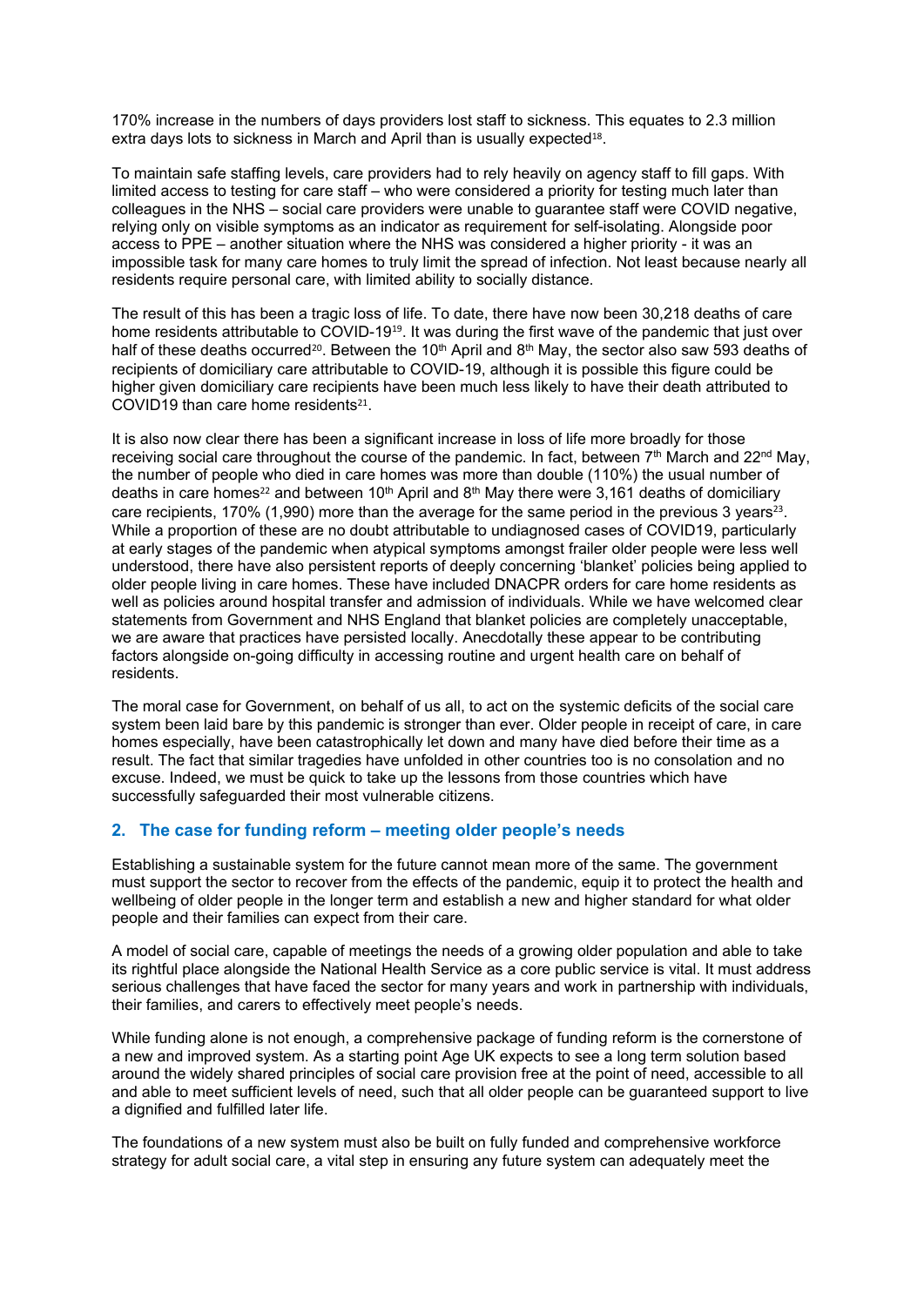170% increase in the numbers of days providers lost staff to sickness. This equates to 2.3 million extra days lots to sickness in March and April than is usually expected[18].

To maintain safe staffing levels, care providers had to rely heavily on agency staff to fill gaps. With limited access to testing for care staff – who were considered a priority for testing much later than colleagues in the NHS – social care providers were unable to guarantee staff were COVID negative, relying only on visible symptoms as an indicator as requirement for self-isolating. Alongside poor access to PPE – another situation where the NHS was considered a higher priority - it was an impossible task for many care homes to truly limit the spread of infection. Not least because nearly all residents require personal care, with limited ability to socially distance.

The result of this has been a tragic loss of life. To date, there have now been 30,218 deaths of care home residents attributable to COVID-19[19]. It was during the first wave of the pandemic that just over half of these deaths occurred[20]. Between the 10th April and 8th May, the sector also saw 593 deaths of recipients of domiciliary care attributable to COVID-19, although it is possible this figure could be higher given domiciliary care recipients have been much less likely to have their death attributed to COVID19 than care home residents[21].

It is also now clear there has been a significant increase in loss of life more broadly for those receiving social care throughout the course of the pandemic. In fact, between 7th March and 22nd May, the number of people who died in care homes was more than double (110%) the usual number of deaths in care homes[22] and between 10th April and 8th May there were 3,161 deaths of domiciliary care recipients, 170% (1,990) more than the average for the same period in the previous 3 years[23]. While a proportion of these are no doubt attributable to undiagnosed cases of COVID19, particularly at early stages of the pandemic when atypical symptoms amongst frailer older people were less well understood, there have also persistent reports of deeply concerning 'blanket' policies being applied to older people living in care homes. These have included DNACPR orders for care home residents as well as policies around hospital transfer and admission of individuals. While we have welcomed clear statements from Government and NHS England that blanket policies are completely unacceptable, we are aware that practices have persisted locally. Anecdotally these appear to be contributing factors alongside on-going difficulty in accessing routine and urgent health care on behalf of residents.

The moral case for Government, on behalf of us all, to act on the systemic deficits of the social care system been laid bare by this pandemic is stronger than ever. Older people in receipt of care, in care homes especially, have been catastrophically let down and many have died before their time as a result. The fact that similar tragedies have unfolded in other countries too is no consolation and no excuse. Indeed, we must be quick to take up the lessons from those countries which have successfully safeguarded their most vulnerable citizens.

## 2. The case for funding reform – meeting older people's needs

Establishing a sustainable system for the future cannot mean more of the same. The government must support the sector to recover from the effects of the pandemic, equip it to protect the health and wellbeing of older people in the longer term and establish a new and higher standard for what older people and their families can expect from their care.

A model of social care, capable of meetings the needs of a growing older population and able to take its rightful place alongside the National Health Service as a core public service is vital. It must address serious challenges that have faced the sector for many years and work in partnership with individuals, their families, and carers to effectively meet people's needs.

While funding alone is not enough, a comprehensive package of funding reform is the cornerstone of a new and improved system. As a starting point Age UK expects to see a long term solution based around the widely shared principles of social care provision free at the point of need, accessible to all and able to meet sufficient levels of need, such that all older people can be guaranteed support to live a dignified and fulfilled later life.

The foundations of a new system must also be built on fully funded and comprehensive workforce strategy for adult social care, a vital step in ensuring any future system can adequately meet the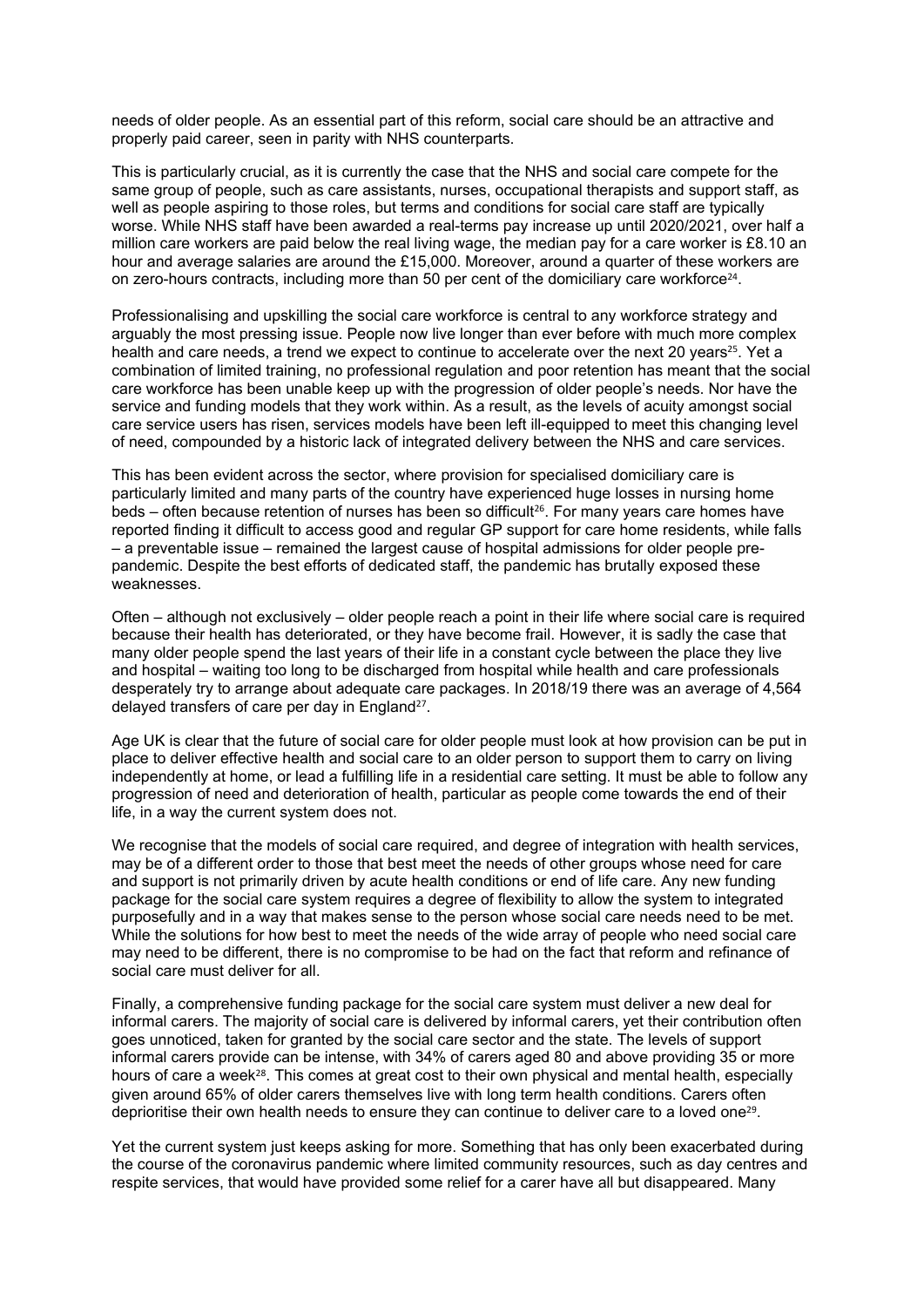needs of older people. As an essential part of this reform, social care should be an attractive and properly paid career, seen in parity with NHS counterparts.

This is particularly crucial, as it is currently the case that the NHS and social care compete for the same group of people, such as care assistants, nurses, occupational therapists and support staff, as well as people aspiring to those roles, but terms and conditions for social care staff are typically worse. While NHS staff have been awarded a real-terms pay increase up until 2020/2021, over half a million care workers are paid below the real living wage, the median pay for a care worker is £8.10 an hour and average salaries are around the £15,000. Moreover, around a quarter of these workers are on zero-hours contracts, including more than 50 per cent of the domiciliary care workforce[24].

Professionalising and upskilling the social care workforce is central to any workforce strategy and arguably the most pressing issue. People now live longer than ever before with much more complex health and care needs, a trend we expect to continue to accelerate over the next 20 years[25]. Yet a combination of limited training, no professional regulation and poor retention has meant that the social care workforce has been unable keep up with the progression of older people's needs. Nor have the service and funding models that they work within. As a result, as the levels of acuity amongst social care service users has risen, services models have been left ill-equipped to meet this changing level of need, compounded by a historic lack of integrated delivery between the NHS and care services.

This has been evident across the sector, where provision for specialised domiciliary care is particularly limited and many parts of the country have experienced huge losses in nursing home beds – often because retention of nurses has been so difficult[26]. For many years care homes have reported finding it difficult to access good and regular GP support for care home residents, while falls – a preventable issue – remained the largest cause of hospital admissions for older people pre-pandemic. Despite the best efforts of dedicated staff, the pandemic has brutally exposed these weaknesses.

Often – although not exclusively – older people reach a point in their life where social care is required because their health has deteriorated, or they have become frail. However, it is sadly the case that many older people spend the last years of their life in a constant cycle between the place they live and hospital – waiting too long to be discharged from hospital while health and care professionals desperately try to arrange about adequate care packages. In 2018/19 there was an average of 4,564 delayed transfers of care per day in England[27].

Age UK is clear that the future of social care for older people must look at how provision can be put in place to deliver effective health and social care to an older person to support them to carry on living independently at home, or lead a fulfilling life in a residential care setting. It must be able to follow any progression of need and deterioration of health, particular as people come towards the end of their life, in a way the current system does not.

We recognise that the models of social care required, and degree of integration with health services, may be of a different order to those that best meet the needs of other groups whose need for care and support is not primarily driven by acute health conditions or end of life care. Any new funding package for the social care system requires a degree of flexibility to allow the system to integrated purposefully and in a way that makes sense to the person whose social care needs need to be met. While the solutions for how best to meet the needs of the wide array of people who need social care may need to be different, there is no compromise to be had on the fact that reform and refinance of social care must deliver for all.

Finally, a comprehensive funding package for the social care system must deliver a new deal for informal carers. The majority of social care is delivered by informal carers, yet their contribution often goes unnoticed, taken for granted by the social care sector and the state. The levels of support informal carers provide can be intense, with 34% of carers aged 80 and above providing 35 or more hours of care a week[28]. This comes at great cost to their own physical and mental health, especially given around 65% of older carers themselves live with long term health conditions. Carers often deprioritise their own health needs to ensure they can continue to deliver care to a loved one[29].

Yet the current system just keeps asking for more. Something that has only been exacerbated during the course of the coronavirus pandemic where limited community resources, such as day centres and respite services, that would have provided some relief for a carer have all but disappeared. Many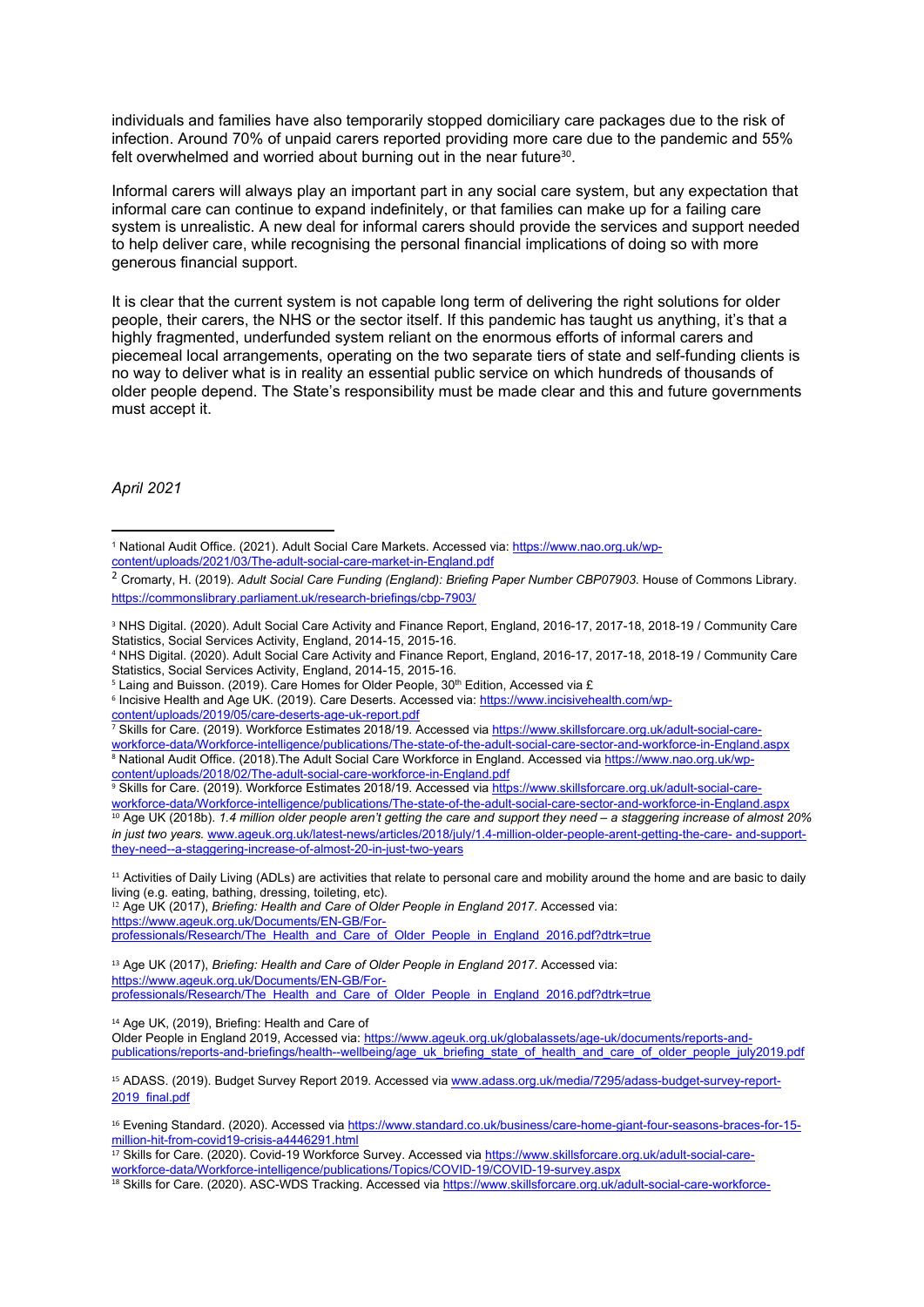individuals and families have also temporarily stopped domiciliary care packages due to the risk of infection. Around 70% of unpaid carers reported providing more care due to the pandemic and 55% felt overwhelmed and worried about burning out in the near future[30].

Informal carers will always play an important part in any social care system, but any expectation that informal care can continue to expand indefinitely, or that families can make up for a failing care system is unrealistic. A new deal for informal carers should provide the services and support needed to help deliver care, while recognising the personal financial implications of doing so with more generous financial support.

It is clear that the current system is not capable long term of delivering the right solutions for older people, their carers, the NHS or the sector itself. If this pandemic has taught us anything, it's that a highly fragmented, underfunded system reliant on the enormous efforts of informal carers and piecemeal local arrangements, operating on the two separate tiers of state and self-funding clients is no way to deliver what is in reality an essential public service on which hundreds of thousands of older people depend. The State's responsibility must be made clear and this and future governments must accept it.

*April 2021*

---

[1] National Audit Office. (2021). Adult Social Care Markets. Accessed via: https://www.nao.org.uk/wp-content/uploads/2021/03/The-adult-social-care-market-in-England.pdf

[2] Cromarty, H. (2019). *Adult Social Care Funding (England): Briefing Paper Number CBP07903.* House of Commons Library. https://commonslibrary.parliament.uk/research-briefings/cbp-7903/

[3] NHS Digital. (2020). Adult Social Care Activity and Finance Report, England, 2016-17, 2017-18, 2018-19 / Community Care Statistics, Social Services Activity, England, 2014-15, 2015-16.

[4] NHS Digital. (2020). Adult Social Care Activity and Finance Report, England, 2016-17, 2017-18, 2018-19 / Community Care Statistics, Social Services Activity, England, 2014-15, 2015-16.

[5] Laing and Buisson. (2019). Care Homes for Older People, 30th Edition, Accessed via £

[6] Incisive Health and Age UK. (2019). Care Deserts. Accessed via: https://www.incisivehealth.com/wp-content/uploads/2019/05/care-deserts-age-uk-report.pdf

[7] Skills for Care. (2019). Workforce Estimates 2018/19. Accessed via https://www.skillsforcare.org.uk/adult-social-care-workforce-data/Workforce-intelligence/publications/The-state-of-the-adult-social-care-sector-and-workforce-in-England.aspx

[8] National Audit Office. (2018).The Adult Social Care Workforce in England. Accessed via https://www.nao.org.uk/wp-content/uploads/2018/02/The-adult-social-care-workforce-in-England.pdf

[9] Skills for Care. (2019). Workforce Estimates 2018/19. Accessed via https://www.skillsforcare.org.uk/adult-social-care-workforce-data/Workforce-intelligence/publications/The-state-of-the-adult-social-care-sector-and-workforce-in-England.aspx

[10] Age UK (2018b). *1.4 million older people aren't getting the care and support they need – a staggering increase of almost 20% in just two years.* www.ageuk.org.uk/latest-news/articles/2018/july/1.4-million-older-people-arent-getting-the-care- and-support-they-need--a-staggering-increase-of-almost-20-in-just-two-years

[11] Activities of Daily Living (ADLs) are activities that relate to personal care and mobility around the home and are basic to daily living (e.g. eating, bathing, dressing, toileting, etc).

[12] Age UK (2017), *Briefing: Health and Care of Older People in England 2017*. Accessed via: https://www.ageuk.org.uk/Documents/EN-GB/For-professionals/Research/The_Health_and_Care_of_Older_People_in_England_2016.pdf?dtrk=true

[13] Age UK (2017), *Briefing: Health and Care of Older People in England 2017*. Accessed via: https://www.ageuk.org.uk/Documents/EN-GB/For-professionals/Research/The_Health_and_Care_of_Older_People_in_England_2016.pdf?dtrk=true

[14] Age UK, (2019), Briefing: Health and Care of Older People in England 2019, Accessed via: https://www.ageuk.org.uk/globalassets/age-uk/documents/reports-and-publications/reports-and-briefings/health--wellbeing/age_uk_briefing_state_of_health_and_care_of_older_people_july2019.pdf

[15] ADASS. (2019). Budget Survey Report 2019. Accessed via www.adass.org.uk/media/7295/adass-budget-survey-report-2019_final.pdf

[16] Evening Standard. (2020). Accessed via https://www.standard.co.uk/business/care-home-giant-four-seasons-braces-for-15-million-hit-from-covid19-crisis-a4446291.html

[17] Skills for Care. (2020). Covid-19 Workforce Survey. Accessed via https://www.skillsforcare.org.uk/adult-social-care-workforce-data/Workforce-intelligence/publications/Topics/COVID-19/COVID-19-survey.aspx

[18] Skills for Care. (2020). ASC-WDS Tracking. Accessed via https://www.skillsforcare.org.uk/adult-social-care-workforce-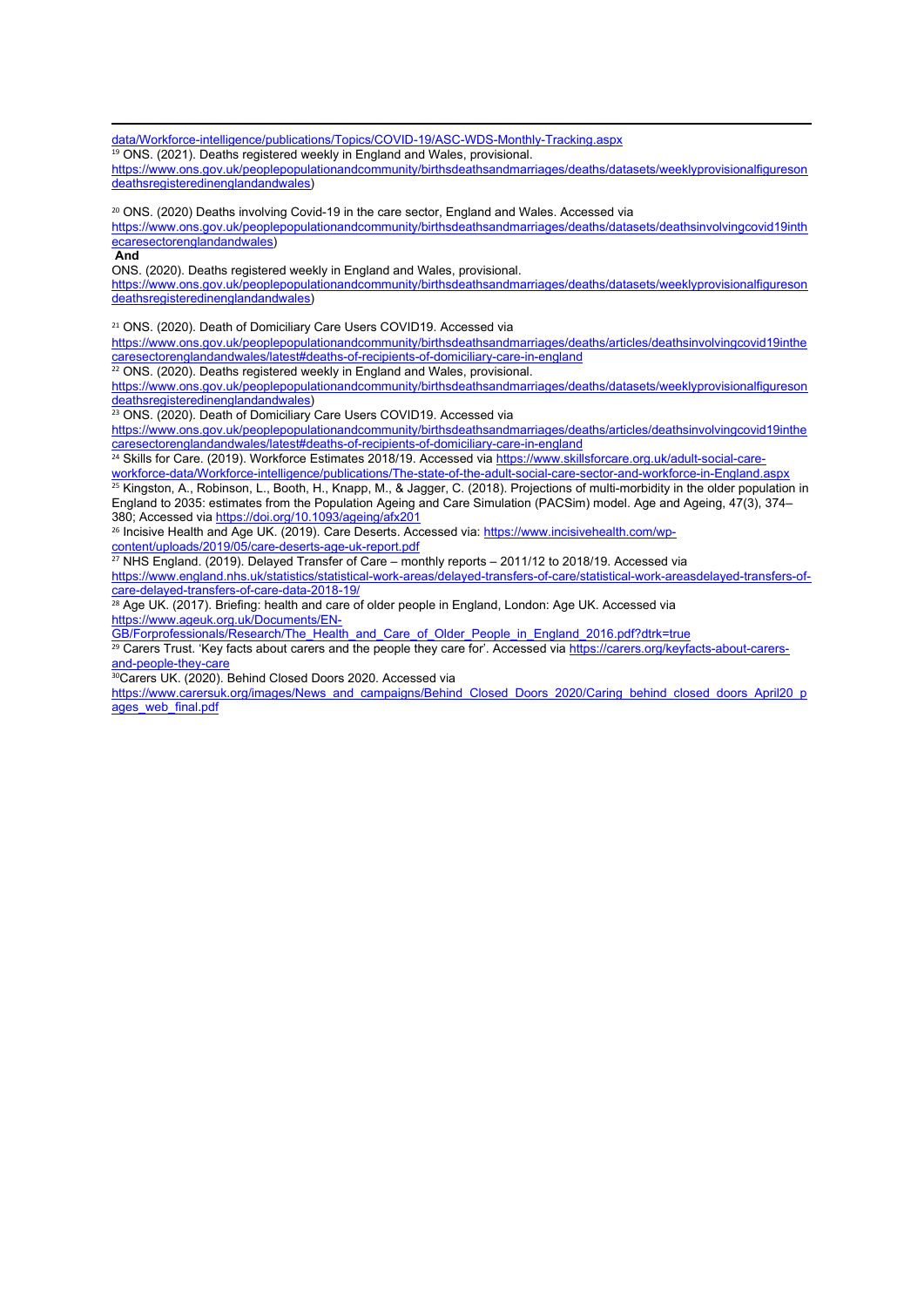data/Workforce-intelligence/publications/Topics/COVID-19/ASC-WDS-Monthly-Tracking.aspx

[19] ONS. (2021). Deaths registered weekly in England and Wales, provisional. https://www.ons.gov.uk/peoplepopulationandcommunity/birthsdeathsandmarriages/deaths/datasets/weeklyprovisionalfiguresondeathsregisteredinenglandandwales)

[20] ONS. (2020) Deaths involving Covid-19 in the care sector, England and Wales. Accessed via https://www.ons.gov.uk/peoplepopulationandcommunity/birthsdeathsandmarriages/deaths/datasets/deathsinvolvingcovid19inthecaresectorenglandandwales)

**And**

ONS. (2020). Deaths registered weekly in England and Wales, provisional. https://www.ons.gov.uk/peoplepopulationandcommunity/birthsdeathsandmarriages/deaths/datasets/weeklyprovisionalfiguresondeathsregisteredinenglandandwales)

[21] ONS. (2020). Death of Domiciliary Care Users COVID19. Accessed via https://www.ons.gov.uk/peoplepopulationandcommunity/birthsdeathsandmarriages/deaths/articles/deathsinvolvingcovid19inthecaresectorenglandandwales/latest#deaths-of-recipients-of-domiciliary-care-in-england

[22] ONS. (2020). Deaths registered weekly in England and Wales, provisional. https://www.ons.gov.uk/peoplepopulationandcommunity/birthsdeathsandmarriages/deaths/datasets/weeklyprovisionalfiguresondeathsregisteredinenglandandwales)

[23] ONS. (2020). Death of Domiciliary Care Users COVID19. Accessed via https://www.ons.gov.uk/peoplepopulationandcommunity/birthsdeathsandmarriages/deaths/articles/deathsinvolvingcovid19inthecaresectorenglandandwales/latest#deaths-of-recipients-of-domiciliary-care-in-england

[24] Skills for Care. (2019). Workforce Estimates 2018/19. Accessed via https://www.skillsforcare.org.uk/adult-social-care-workforce-data/Workforce-intelligence/publications/The-state-of-the-adult-social-care-sector-and-workforce-in-England.aspx

[25] Kingston, A., Robinson, L., Booth, H., Knapp, M., & Jagger, C. (2018). Projections of multi-morbidity in the older population in England to 2035: estimates from the Population Ageing and Care Simulation (PACSim) model. Age and Ageing, 47(3), 374–380; Accessed via https://doi.org/10.1093/ageing/afx201

[26] Incisive Health and Age UK. (2019). Care Deserts. Accessed via: https://www.incisivehealth.com/wp-content/uploads/2019/05/care-deserts-age-uk-report.pdf

[27] NHS England. (2019). Delayed Transfer of Care – monthly reports – 2011/12 to 2018/19. Accessed via https://www.england.nhs.uk/statistics/statistical-work-areas/delayed-transfers-of-care/statistical-work-areasdelayed-transfers-of-care-delayed-transfers-of-care-data-2018-19/

[28] Age UK. (2017). Briefing: health and care of older people in England, London: Age UK. Accessed via https://www.ageuk.org.uk/Documents/EN-GB/Forprofessionals/Research/The_Health_and_Care_of_Older_People_in_England_2016.pdf?dtrk=true

[29] Carers Trust. 'Key facts about carers and the people they care for'. Accessed via https://carers.org/keyfacts-about-carers-and-people-they-care

[30] Carers UK. (2020). Behind Closed Doors 2020. Accessed via https://www.carersuk.org/images/News_and_campaigns/Behind_Closed_Doors_2020/Caring_behind_closed_doors_April20_pages_web_final.pdf